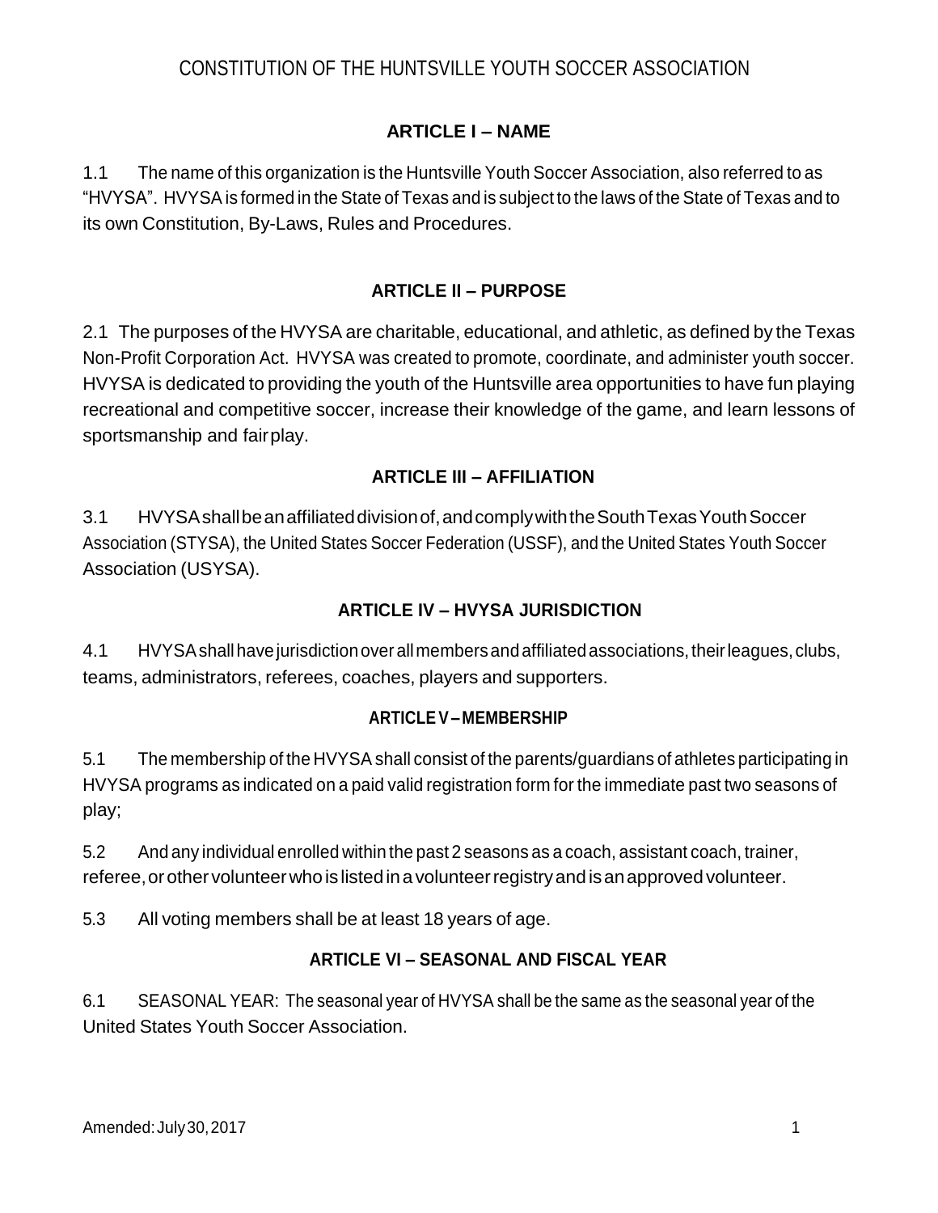# CONSTITUTION OF THE HUNTSVILLE YOUTH SOCCER ASSOCIATION

## ARTICLE I – NAME

1.1 The name of this organization is the Huntsville Youth Soccer Association, also referred to as "HVYSA". HVYSA is formed in the State of Texas and is subject to the laws of the State of Texas and to its own Constitution, By-Laws, Rules and Procedures.

## ARTICLE II – PURPOSE

2.1 The purposes of the HVYSA are charitable, educational, and athletic, as defined by the Texas Non-Profit Corporation Act. HVYSA was created to promote, coordinate, and administer youth soccer. HVYSA is dedicated to providing the youth of the Huntsville area opportunities to have fun playing recreational and competitive soccer, increase their knowledge of the game, and learn lessons of sportsmanship and fair play.

## ARTICLE III – AFFILIATION

3.1 HVYSA shall be an affiliated division of, and comply with the South Texas Youth Soccer Association (STYSA), the United States Soccer Federation (USSF), and the United States Youth Soccer Association (USYSA).

## ARTICLE IV – HVYSA JURISDICTION

4.1 HVYSA shall have jurisdiction over all members and affiliated associations, their leagues, clubs, teams, administrators, referees, coaches, players and supporters.

## ARTICLE V – MEMBERSHIP

5.1 The membership of the HVYSA shall consist of the parents/guardians of athletes participating in HVYSA programs as indicated on a paid valid registration form for the immediate past two seasons of play;

5.2 And any individual enrolled within the past 2 seasons as a coach, assistant coach, trainer, referee, or other volunteer who is listed in a volunteer registry and is an approved volunteer.

5.3 All voting members shall be at least 18 years of age.

## ARTICLE VI – SEASONAL AND FISCAL YEAR

6.1 SEASONAL YEAR: The seasonal year of HVYSA shall be the same as the seasonal year of the United States Youth Soccer Association.

Amended: July 30, 2017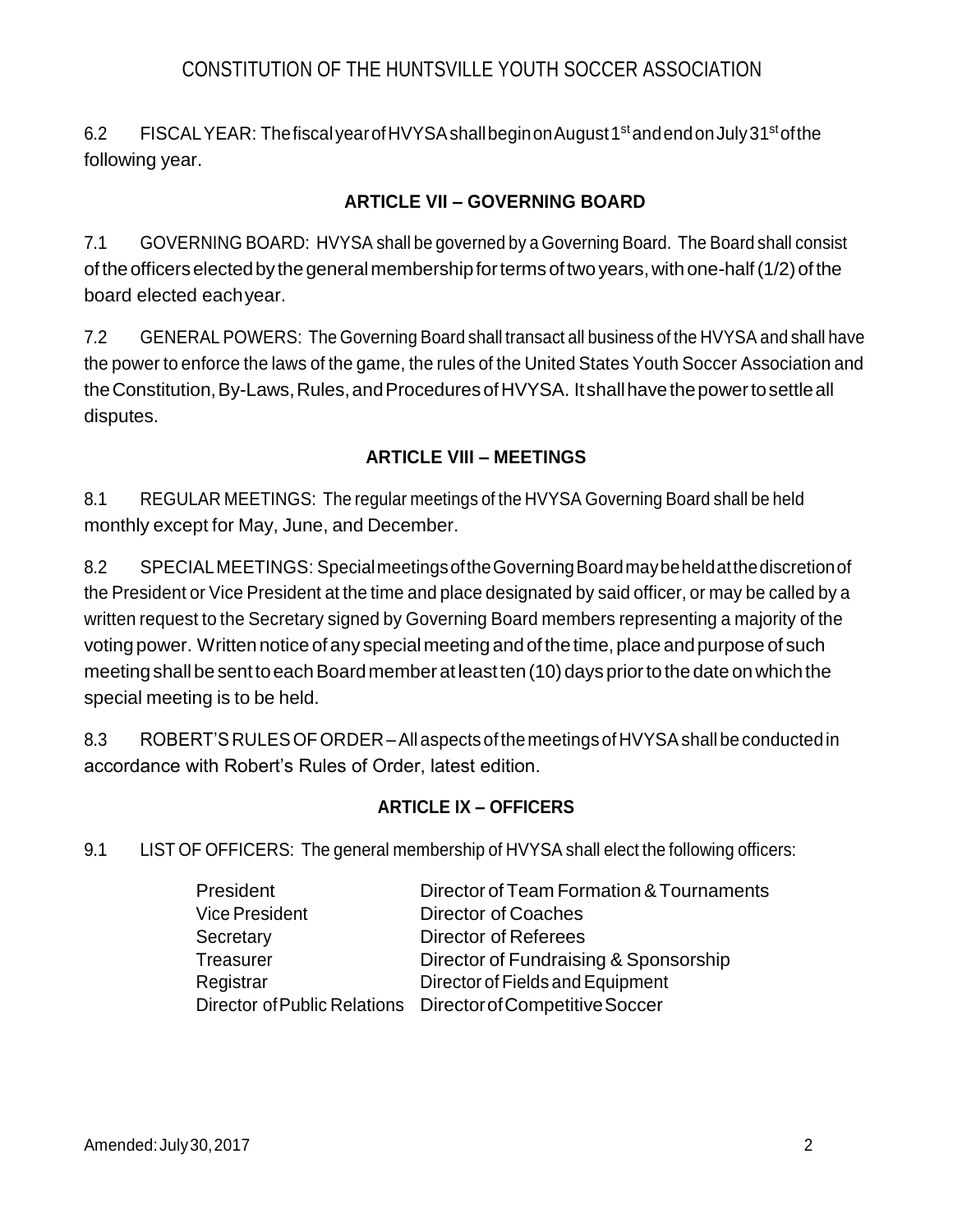6.2 FISCAL YEAR: The fiscal year of HVYSA shall begin on August 1st and end on July 31st of the following year.

## ARTICLE VII – GOVERNING BOARD

7.1 GOVERNING BOARD: HVYSA shall be governed by a Governing Board. The Board shall consist of the officers elected by the general membership for terms of two years, with one-half (1/2) of the board elected each year.

7.2 GENERAL POWERS: The Governing Board shall transact all business of the HVYSA and shall have the power to enforce the laws of the game, the rules of the United States Youth Soccer Association and the Constitution, By-Laws, Rules, and Procedures of HVYSA. It shall have the power to settle all disputes.

## ARTICLE VIII – MEETINGS

8.1 REGULAR MEETINGS: The regular meetings of the HVYSA Governing Board shall be held monthly except for May, June, and December.

8.2 SPECIAL MEETINGS: Special meetings of the Governing Board may be held at the discretion of the President or Vice President at the time and place designated by said officer, or may be called by a written request to the Secretary signed by Governing Board members representing a majority of the voting power. Written notice of any special meeting and of the time, place and purpose of such meeting shall be sent to each Board member at least ten (10) days prior to the date on which the special meeting is to be held.

8.3 ROBERT'S RULES OF ORDER – All aspects of the meetings of HVYSA shall be conducted in accordance with Robert's Rules of Order, latest edition.

## ARTICLE IX – OFFICERS

9.1 LIST OF OFFICERS: The general membership of HVYSA shall elect the following officers:

| | |
|---|---|
| President | Director of Team Formation & Tournaments |
| Vice President | Director of Coaches |
| Secretary | Director of Referees |
| Treasurer | Director of Fundraising & Sponsorship |
| Registrar | Director of Fields and Equipment |
| Director of Public Relations | Director of Competitive Soccer |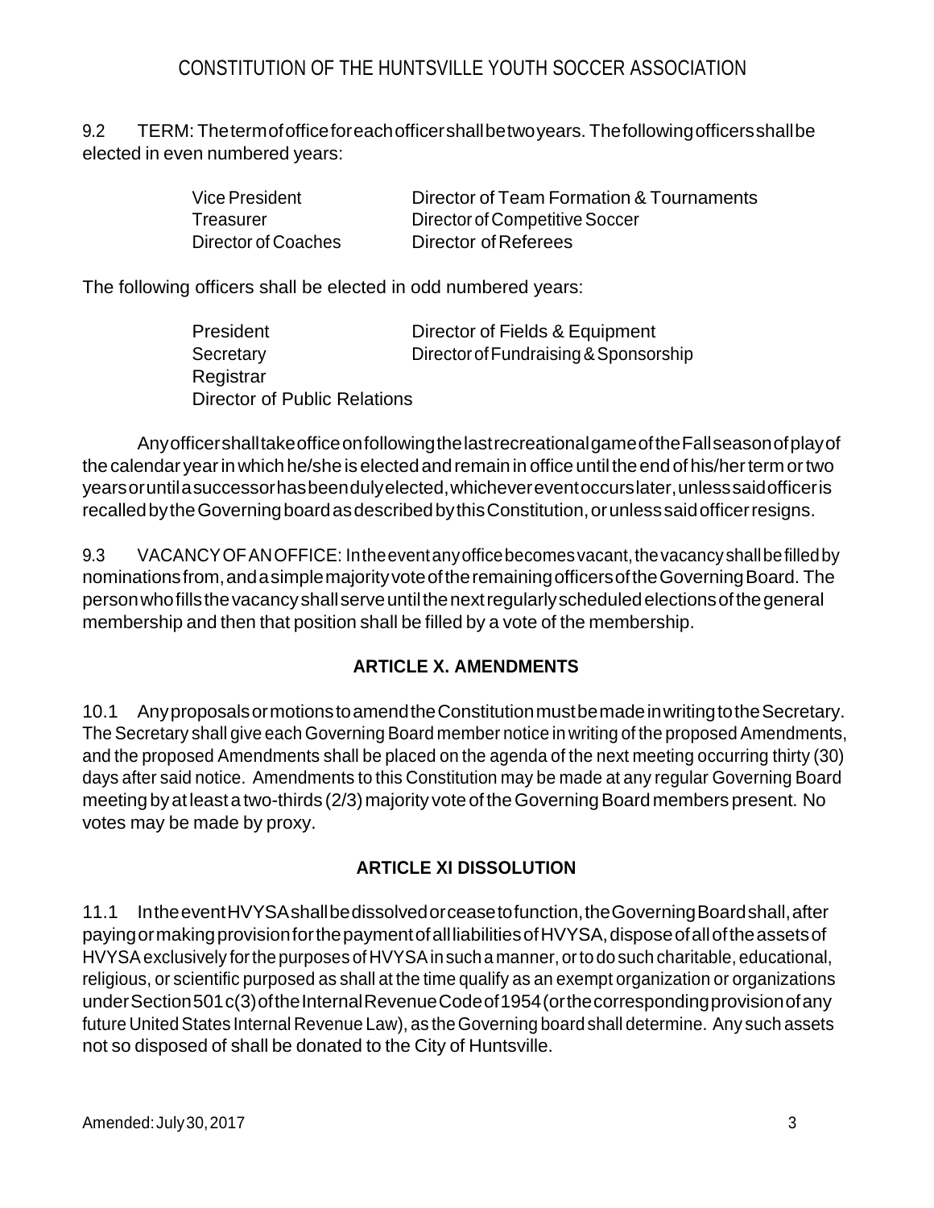9.2 TERM: The term of office for each officer shall be two years. The following officers shall be elected in even numbered years:

| | |
|---|---|
| Vice President | Director of Team Formation & Tournaments |
| Treasurer | Director of Competitive Soccer |
| Director of Coaches | Director of Referees |

The following officers shall be elected in odd numbered years:

| | |
|---|---|
| President | Director of Fields & Equipment |
| Secretary | Director of Fundraising & Sponsorship |
| Registrar | |
| Director of Public Relations | |

Any officer shall take office on following the last recreational game of the Fall season of play of the calendar year in which he/she is elected and remain in office until the end of his/her term or two years or until a successor has been duly elected, whichever event occurs later, unless said officer is recalled by the Governing board as described by this Constitution, or unless said officer resigns.

9.3 VACANCY OF AN OFFICE: In the event any office becomes vacant, the vacancy shall be filled by nominations from, and a simple majority vote of the remaining officers of the Governing Board. The person who fills the vacancy shall serve until the next regularly scheduled elections of the general membership and then that position shall be filled by a vote of the membership.

## ARTICLE X. AMENDMENTS

10.1 Any proposals or motions to amend the Constitution must be made in writing to the Secretary. The Secretary shall give each Governing Board member notice in writing of the proposed Amendments, and the proposed Amendments shall be placed on the agenda of the next meeting occurring thirty (30) days after said notice. Amendments to this Constitution may be made at any regular Governing Board meeting by at least a two-thirds (2/3) majority vote of the Governing Board members present. No votes may be made by proxy.

## ARTICLE XI DISSOLUTION

11.1 In the event HVYSA shall be dissolved or cease to function, the Governing Board shall, after paying or making provision for the payment of all liabilities of HVYSA, dispose of all of the assets of HVYSA exclusively for the purposes of HVYSA in such a manner, or to do such charitable, educational, religious, or scientific purposed as shall at the time qualify as an exempt organization or organizations under Section 501 c(3) of the Internal Revenue Code of 1954 (or the corresponding provision of any future United States Internal Revenue Law), as the Governing board shall determine. Any such assets not so disposed of shall be donated to the City of Huntsville.

Amended: July 30, 2017